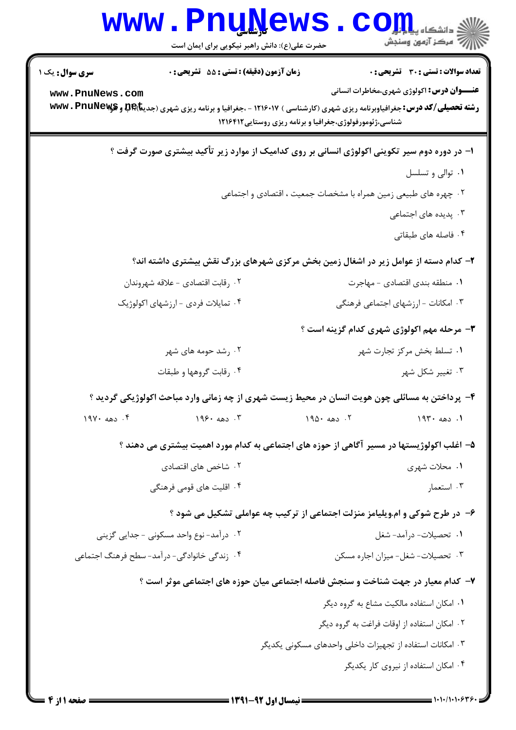**سری سوال:** یک ۱

**زمان آزمون (دقیقه) : تستی : ۵۵ تشریحی : ۰**

**تعداد سوالات : تستی : ۳۰ تشریحی : ۰**

**عنـــوان درس:** اکولوژی شهری،مخاطرات انسانی

**رشته تحصیلی/کد درس:** جغرافیاوبرنامه ریزی شهری (کارشناسی ) ۱۲۱۶۰۱۷ - ،جغرافیا و برنامه ریزی شهری (جدید)، آب و هوا شناسی،ژئومورفولوژی،جغرافیا و برنامه ریزی روستایی۱۲۱۶۴۱۲

**۱- در دوره دوم سیر تکوینی اکولوژی انسانی بر روی کدامیک از موارد زیر تأکید بیشتری صورت گرفت ؟**

۱. توالی و تسلسل

۲. چهره های طبیعی زمین همراه با مشخصات جمعیت ، اقتصادی و اجتماعی

۳. پدیده های اجتماعی

۴. فاصله های طبقاتی

**۲- کدام دسته از عوامل زیر در اشغال زمین بخش مرکزی شهرهای بزرگ نقش بیشتری داشته اند؟**

۱. منطقه بندی اقتصادی - مهاجرت

۲. رقابت اقتصادی - علاقه شهروندان

۳. امکانات - ارزشهای اجتماعی فرهنگی

۴. تمایلات فردی - ارزشهای اکولوژیک

**۳- مرحله مهم اکولوژی شهری کدام گزینه است ؟**

۱. تسلط بخش مرکز تجارت شهر

۲. رشد حومه های شهر

۳. تغییر شکل شهر

۴. رقابت گروهها و طبقات

**۴- پرداختن به مسائلی چون هویت انسان در محیط زیست شهری از چه زمانی وارد مباحث اکولوژیکی گردید ؟**

۱. دهه ۱۹۳۰

۲. دهه ۱۹۵۰

۳. دهه ۱۹۶۰

۴. دهه ۱۹۷۰

**۵- اغلب اکولوژیستها در مسیر آگاهی از حوزه های اجتماعی به کدام مورد اهمیت بیشتری می دهند ؟**

۱. محلات شهری

۲. شاخص های اقتصادی

۳. استعمار

۴. اقلیت های قومی فرهنگی

**۶- در طرح شوکی و ام.ویلیامز منزلت اجتماعی از ترکیب چه عواملی تشکیل می شود ؟**

۱. تحصیلات- درآمد- شغل

۲. درآمد- نوع واحد مسکونی - جدایی گزینی

۳. تحصیلات- شغل- میزان اجاره مسکن

۴. زندگی خانوادگی- درآمد- سطح فرهنگ اجتماعی

**۷- کدام معیار در جهت شناخت و سنجش فاصله اجتماعی میان حوزه های اجتماعی موثر است ؟**

۱. امکان استفاده مالکیت مشاع به گروه دیگر

۲. امکان استفاده از اوقات فراغت به گروه دیگر

۳. امکانات استفاده از تجهیزات داخلی واحدهای مسکونی یکدیگر

۴. امکان استفاده از نیروی کار یکدیگر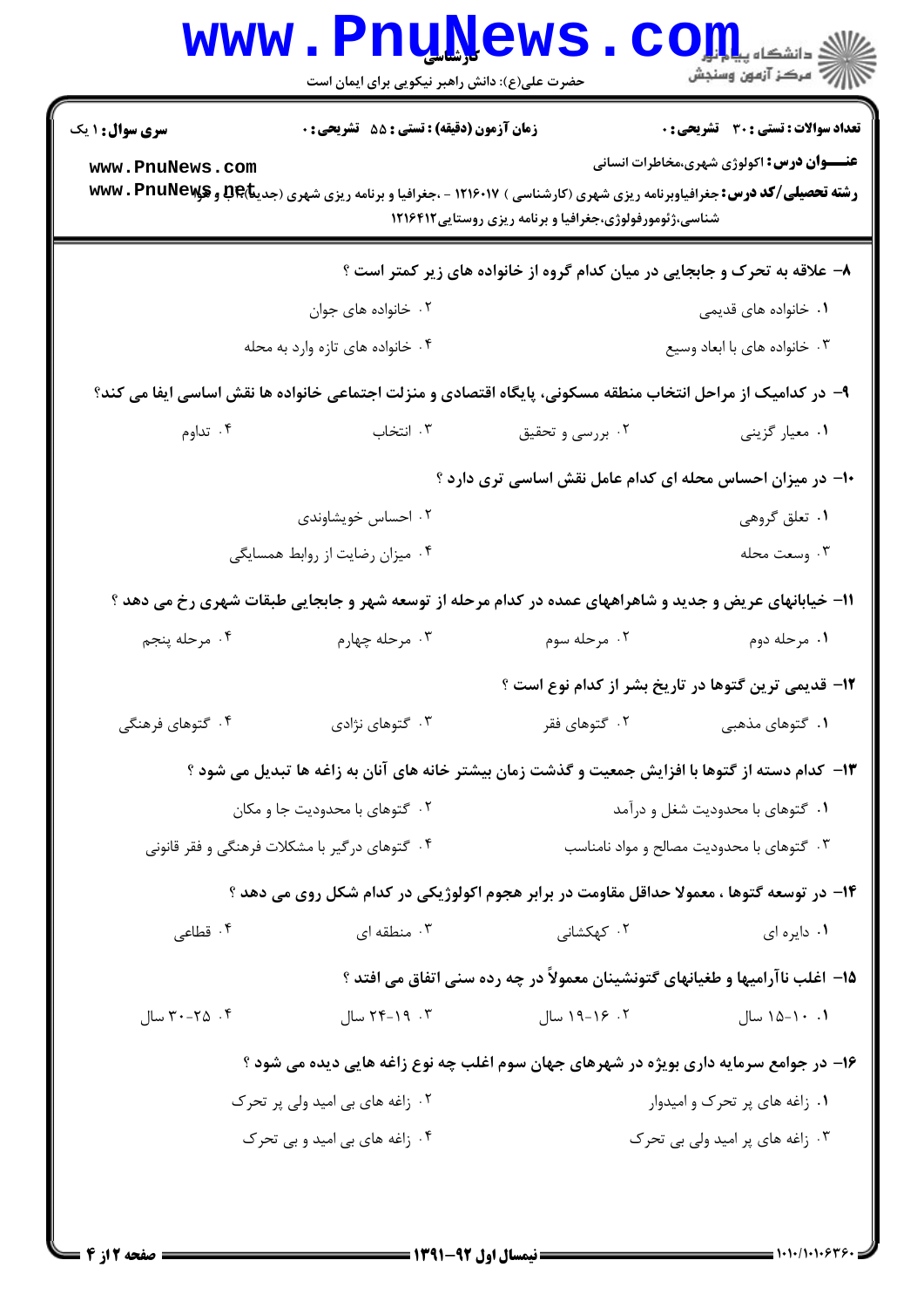**سری سوال:** ۱ یک | **زمان آزمون (دقیقه) : تستی : ۵۵ تشریحی : ۰** | **تعداد سوالات : تستی : ۳۰ تشریحی : ۰**

**عنـــوان درس:** اکولوژی شهری،مخاطرات انسانی

**رشته تحصیلی/کد درس:** جغرافیاوبرنامه ریزی شهری (کارشناسی ) ۱۲۱۶۰۱۷ - ،جغرافیا و برنامه ریزی شهری (جدید)،آب و هوا شناسی،ژئومورفولوژی،جغرافیا و برنامه ریزی روستایی۱۲۱۶۴۱۲

**۸- علاقه به تحرک و جابجایی در میان کدام گروه از خانواده های زیر کمتر است ؟**

۱. خانواده های قدیمی

۲. خانواده های جوان

۳. خانواده های با ابعاد وسیع

۴. خانواده های تازه وارد به محله

**۹- در کدامیک از مراحل انتخاب منطقه مسکونی، پایگاه اقتصادی و منزلت اجتماعی خانواده ها نقش اساسی ایفا می کند؟**

۱. معیار گزینی

۲. بررسی و تحقیق

۳. انتخاب

۴. تداوم

**۱۰- در میزان احساس محله ای کدام عامل نقش اساسی تری دارد ؟**

۱. تعلق گروهی

۲. احساس خویشاوندی

۳. وسعت محله

۴. میزان رضایت از روابط همسایگی

**۱۱- خیابانهای عریض و جدید و شاهراههای عمده در کدام مرحله از توسعه شهر و جابجایی طبقات شهری رخ می دهد ؟**

۱. مرحله دوم

۲. مرحله سوم

۳. مرحله چهارم

۴. مرحله پنجم

**۱۲- قدیمی ترین گتوها در تاریخ بشر از کدام نوع است ؟**

۱. گتوهای مذهبی

۲. گتوهای فقر

۳. گتوهای نژادی

۴. گتوهای فرهنگی

**۱۳- کدام دسته از گتوها با افزایش جمعیت و گذشت زمان بیشتر خانه های آنان به زاغه ها تبدیل می شود ؟**

۱. گتوهای با محدودیت شغل و درآمد

۲. گتوهای با محدودیت جا و مکان

۳. گتوهای با محدودیت مصالح و مواد نامناسب

۴. گتوهای درگیر با مشکلات فرهنگی و فقر قانونی

**۱۴- در توسعه گتوها ، معمولا حداقل مقاومت در برابر هجوم اکولوژیکی در کدام شکل روی می دهد ؟**

۱. دایره ای

۲. کهکشانی

۳. منطقه ای

۴. قطاعی

**۱۵- اغلب ناآرامیها و طغیانهای گتونشینان معمولاً در چه رده سنی اتفاق می افتد ؟**

۱. ۱۰-۱۵ سال

۲. ۱۶-۱۹ سال

۳. ۱۹-۲۴ سال

۴. ۲۵-۳۰ سال

**۱۶- در جوامع سرمایه داری بویژه در شهرهای جهان سوم اغلب چه نوع زاغه هایی دیده می شود ؟**

۱. زاغه های پر تحرک و امیدوار

۲. زاغه های بی امید ولی پر تحرک

۳. زاغه های پر امید ولی بی تحرک

۴. زاغه های بی امید و بی تحرک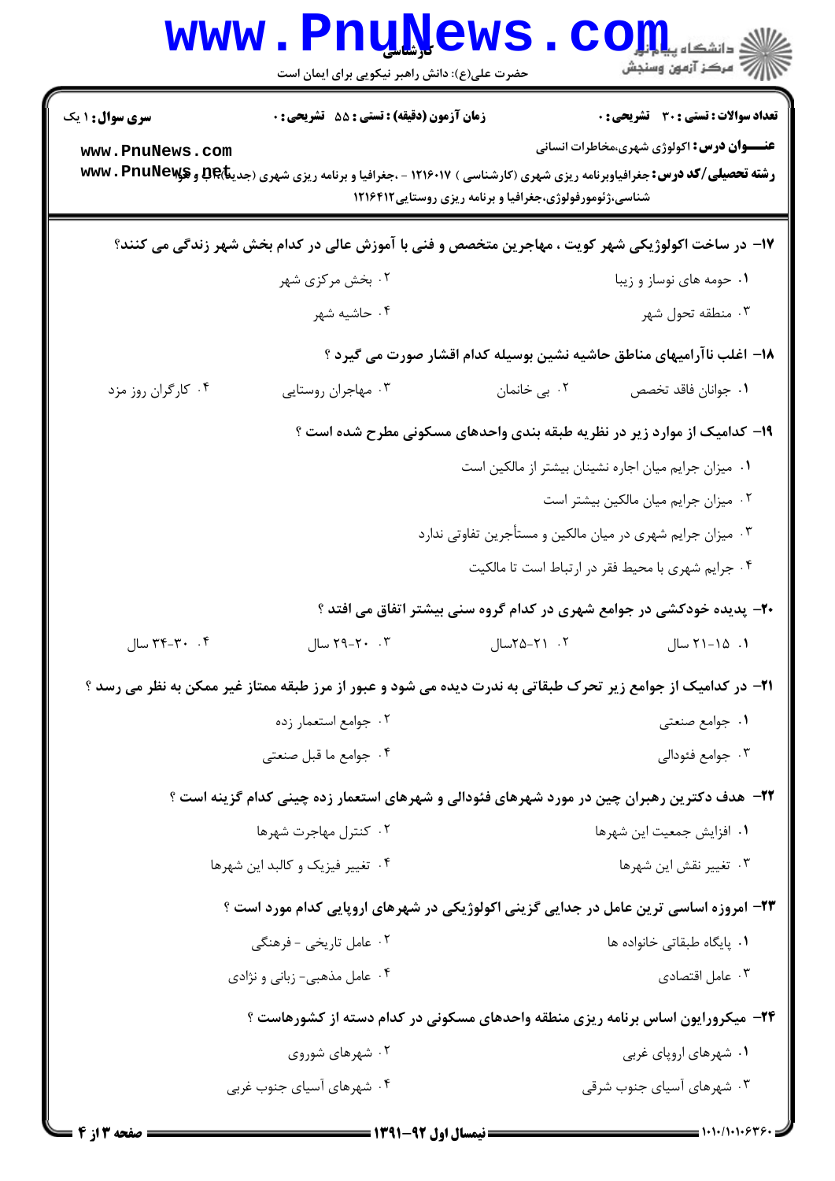**سری سوال:** ۱ یک | **زمان آزمون (دقیقه):** تستی: ۵۵ تشریحی: ۰ | **تعداد سوالات:** تستی: ۳۰ تشریحی: ۰

**عنـــوان درس:** اکولوژی شهری،مخاطرات انسانی

**رشته تحصیلی/کد درس:** جغرافیاوبرنامه ریزی شهری (کارشناسی ) ۱۲۱۶۰۱۷ - ،جغرافیا و برنامه ریزی شهری (جدید)،آب و هوا شناسی،ژئومورفولوژی،جغرافیا و برنامه ریزی روستایی۱۲۱۶۴۱۲

۱۷- در ساخت اکولوژیکی شهر کویت ، مهاجرین متخصص و فنی با آموزش عالی در کدام بخش شهر زندگی می کنند؟

۱. حومه های نوساز و زیبا
۲. بخش مرکزی شهر
۳. منطقه تحول شهر
۴. حاشیه شهر

۱۸- اغلب ناآرامیهای مناطق حاشیه نشین بوسیله کدام اقشار صورت می گیرد ؟

۱. جوانان فاقد تخصص
۲. بی خانمان
۳. مهاجران روستایی
۴. کارگران روز مزد

۱۹- کدامیک از موارد زیر در نظریه طبقه بندی واحدهای مسکونی مطرح شده است ؟

۱. میزان جرایم میان اجاره نشینان بیشتر از مالکین است
۲. میزان جرایم میان مالکین بیشتر است
۳. میزان جرایم شهری در میان مالکین و مستأجرین تفاوتی ندارد
۴. جرایم شهری با محیط فقر در ارتباط است تا مالکیت

۲۰- پدیده خودکشی در جوامع شهری در کدام گروه سنی بیشتر اتفاق می افتد ؟

۱. ۱۵-۲۱ سال
۲. ۲۱-۲۵سال
۳. ۲۰-۲۹ سال
۴. ۳۰-۳۴ سال

۲۱- در کدامیک از جوامع زیر تحرک طبقاتی به ندرت دیده می شود و عبور از مرز طبقه ممتاز غیر ممکن به نظر می رسد ؟

۱. جوامع صنعتی
۲. جوامع استعمار زده
۳. جوامع فئودالی
۴. جوامع ما قبل صنعتی

۲۲- هدف دکترین رهبران چین در مورد شهرهای فئودالی و شهرهای استعمار زده چینی کدام گزینه است ؟

۱. افزایش جمعیت این شهرها
۲. کنترل مهاجرت شهرها
۳. تغییر نقش این شهرها
۴. تغییر فیزیک و کالبد این شهرها

۲۳- امروزه اساسی ترین عامل در جدایی گزینی اکولوژیکی در شهرهای اروپایی کدام مورد است ؟

۱. پایگاه طبقاتی خانواده ها
۲. عامل تاریخی - فرهنگی
۳. عامل اقتصادی
۴. عامل مذهبی- زبانی و نژادی

۲۴- میکرورایون اساس برنامه ریزی منطقه واحدهای مسکونی در کدام دسته از کشورهاست ؟

۱. شهرهای اروپای غربی
۲. شهرهای شوروی
۳. شهرهای آسیای جنوب شرقی
۴. شهرهای آسیای جنوب غربی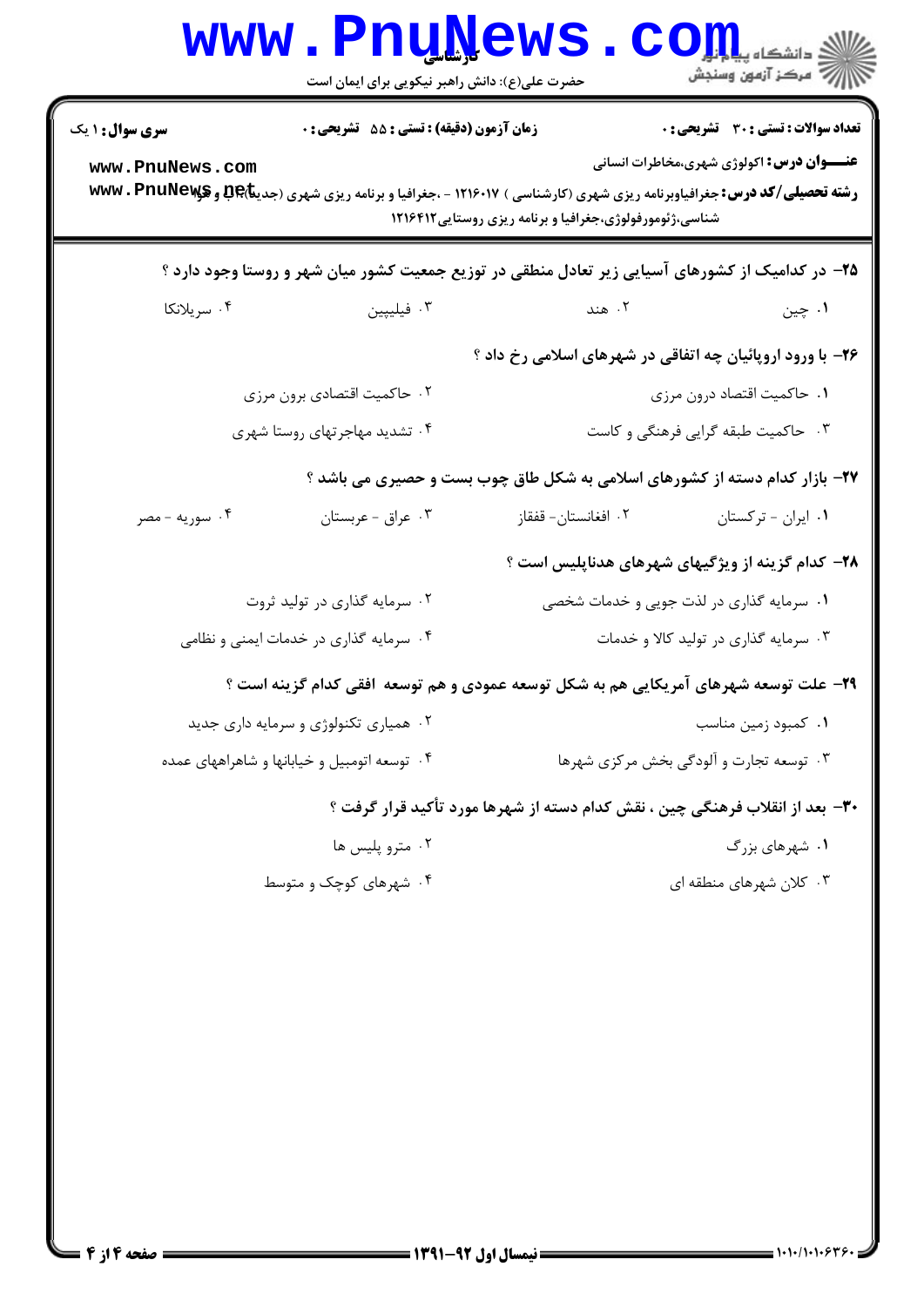۲۵- در کدامیک از کشورهای آسیایی زیر تعادل منطقی در توزیع جمعیت کشور میان شهر و روستا وجود دارد ؟

۱. چین

۲. هند

۳. فیلیپین

۴. سریلانکا

۲۶- با ورود اروپائیان چه اتفاقی در شهرهای اسلامی رخ داد ؟

۱. حاکمیت اقتصاد درون مرزی

۲. حاکمیت اقتصادی برون مرزی

۳. حاکمیت طبقه گرایی فرهنگی و کاست

۴. تشدید مهاجرتهای روستا شهری

۲۷- بازار کدام دسته از کشورهای اسلامی به شکل طاق چوب بست و حصیری می باشد ؟

۱. ایران - ترکستان

۲. افغانستان- قفقاز

۳. عراق - عربستان

۴. سوریه - مصر

۲۸- کدام گزینه از ویژگیهای شهرهای هدناپلیس است ؟

۱. سرمایه گذاری در لذت جویی و خدمات شخصی

۲. سرمایه گذاری در تولید ثروت

۳. سرمایه گذاری در تولید کالا و خدمات

۴. سرمایه گذاری در خدمات ایمنی و نظامی

۲۹- علت توسعه شهرهای آمریکایی هم به شکل توسعه عمودی و هم توسعه افقی کدام گزینه است ؟

۱. کمبود زمین مناسب

۲. همیاری تکنولوژی و سرمایه داری جدید

۳. توسعه تجارت و آلودگی بخش مرکزی شهرها

۴. توسعه اتومبیل و خیابانها و شاهراههای عمده

۳۰- بعد از انقلاب فرهنگی چین ، نقش کدام دسته از شهرها مورد تأکید قرار گرفت ؟

۱. شهرهای بزرگ

۲. مترو پلیس ها

۳. کلان شهرهای منطقه ای

۴. شهرهای کوچک و متوسط